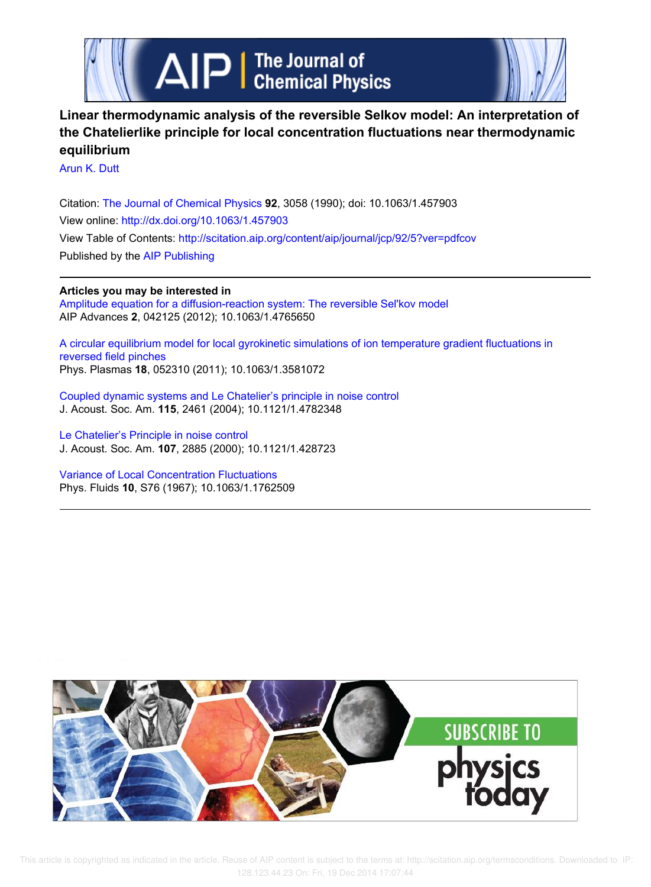# Linear thermodynamic analysis of the reversible Selkov model: An interpretation of the Chatelierlike principle for local concentration fluctuations near thermodynamic equilibrium

Arun K. Dutt

Citation: The Journal of Chemical Physics **92**, 3058 (1990); doi: 10.1063/1.457903

View online: http://dx.doi.org/10.1063/1.457903

View Table of Contents: http://scitation.aip.org/content/aip/journal/jcp/92/5?ver=pdfcov

Published by the AIP Publishing

**Articles you may be interested in**

Amplitude equation for a diffusion-reaction system: The reversible Sel'kov model
AIP Advances **2**, 042125 (2012); 10.1063/1.4765650

A circular equilibrium model for local gyrokinetic simulations of ion temperature gradient fluctuations in reversed field pinches
Phys. Plasmas **18**, 052310 (2011); 10.1063/1.3581072

Coupled dynamic systems and Le Chatelier's principle in noise control
J. Acoust. Soc. Am. **115**, 2461 (2004); 10.1121/1.4782348

Le Chatelier's Principle in noise control
J. Acoust. Soc. Am. **107**, 2885 (2000); 10.1121/1.428723

Variance of Local Concentration Fluctuations
Phys. Fluids **10**, S76 (1967); 10.1063/1.1762509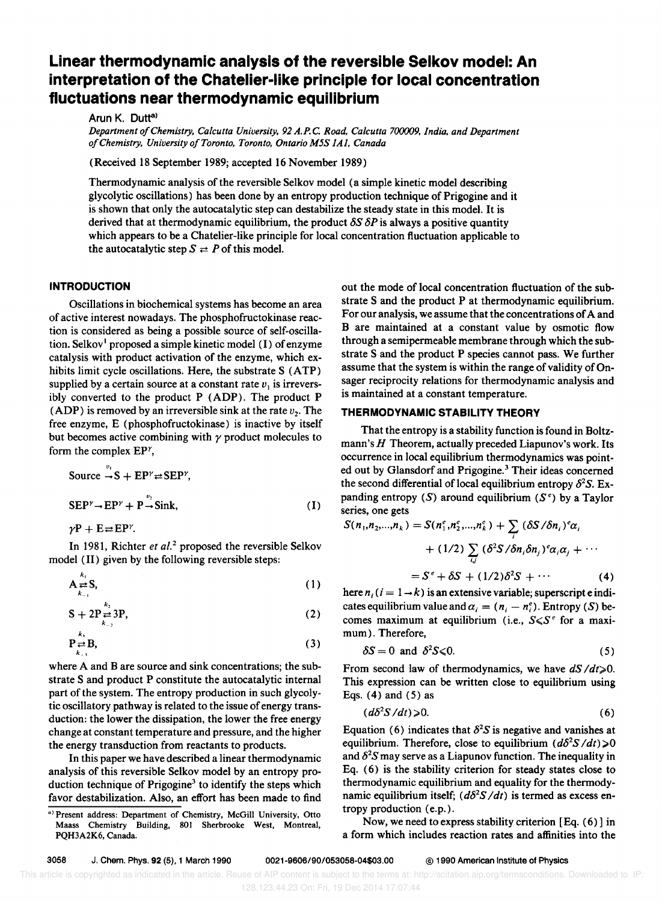# Linear thermodynamic analysis of the reversible Selkov model: An interpretation of the Chatelier-like principle for local concentration fluctuations near thermodynamic equilibrium

Arun K. Dutt[a)]

*Department of Chemistry, Calcutta University, 92 A.P.C. Road, Calcutta 700009, India, and Department of Chemistry, University of Toronto, Toronto, Ontario M5S 1A1, Canada*

(Received 18 September 1989; accepted 16 November 1989)

Thermodynamic analysis of the reversible Selkov model (a simple kinetic model describing glycolytic oscillations) has been done by an entropy production technique of Prigogine and it is shown that only the autocatalytic step can destabilize the steady state in this model. It is derived that at thermodynamic equilibrium, the product $\delta S\,\delta P$ is always a positive quantity which appears to be a Chatelier-like principle for local concentration fluctuation applicable to the autocatalytic step $S \rightleftarrows P$ of this model.

## INTRODUCTION

Oscillations in biochemical systems has become an area of active interest nowadays. The phosphofructokinase reaction is considered as being a possible source of self-oscillation. Selkov[1] proposed a simple kinetic model (I) of enzyme catalysis with product activation of the enzyme, which exhibits limit cycle oscillations. Here, the substrate S (ATP) supplied by a certain source at a constant rate $v_1$ is irreversibly converted to the product P (ADP). The product P (ADP) is removed by an irreversible sink at the rate $v_2$. The free enzyme, E (phosphofructokinase) is inactive by itself but becomes active combining with $\gamma$ product molecules to form the complex $EP^{\gamma}$,

$$\text{Source} \xrightarrow{v_1} S + EP^{\gamma} \rightleftarrows SEP^{\gamma},$$

$$SEP^{\gamma} \rightarrow EP^{\gamma} + P \xrightarrow{v_2} \text{Sink}, \tag{I}$$

$$\gamma P + E \rightleftarrows EP^{\gamma}.$$

In 1981, Richter *et al.*[2] proposed the reversible Selkov model (II) given by the following reversible steps:

$$A \underset{k_{-1}}{\overset{k_1}{\rightleftarrows}} S, \tag{1}$$

$$S + 2P \underset{k_{-2}}{\overset{k_2}{\rightleftarrows}} 3P, \tag{2}$$

$$P \underset{k_{-3}}{\overset{k_3}{\rightleftarrows}} B, \tag{3}$$

where A and B are source and sink concentrations; the substrate S and product P constitute the autocatalytic internal part of the system. The entropy production in such glycolytic oscillatory pathway is related to the issue of energy transduction: the lower the dissipation, the lower the free energy change at constant temperature and pressure, and the higher the energy transduction from reactants to products.

In this paper we have described a linear thermodynamic analysis of this reversible Selkov model by an entropy production technique of Prigogine[3] to identify the steps which favor destabilization. Also, an effort has been made to find out the mode of local concentration fluctuation of the substrate S and the product P at thermodynamic equilibrium. For our analysis, we assume that the concentrations of A and B are maintained at a constant value by osmotic flow through a semipermeable membrane through which the substrate S and the product P species cannot pass. We further assume that the system is within the range of validity of Onsager reciprocity relations for thermodynamic analysis and is maintained at a constant temperature.

## THERMODYNAMIC STABILITY THEORY

That the entropy is a stability function is found in Boltzmann's $H$ Theorem, actually preceded Liapunov's work. Its occurrence in local equilibrium thermodynamics was pointed out by Glansdorf and Prigogine.[3] Their ideas concerned the second differential of local equilibrium entropy $\delta^2 S$. Expanding entropy ($S$) around equilibrium ($S^e$) by a Taylor series, one gets

$$S(n_1,n_2,\ldots,n_k) = S(n_1^e,n_2^e,\ldots,n_k^e) + \sum_i (\delta S/\delta n_i)^e \alpha_i + (1/2)\sum_{i,j} (\delta^2 S/\delta n_i \delta n_j)^e \alpha_i \alpha_j + \cdots$$

$$= S^e + \delta S + (1/2)\delta^2 S + \cdots \tag{4}$$

here $n_i$ ($i = 1 \rightarrow k$) is an extensive variable; superscript e indicates equilibrium value and $\alpha_i = (n_i - n_i^e)$. Entropy ($S$) becomes maximum at equilibrium (i.e., $S \leqslant S^e$ for a maximum). Therefore,

$$\delta S = 0 \text{ and } \delta^2 S \leqslant 0. \tag{5}$$

From second law of thermodynamics, we have $dS/dt \geqslant 0$. This expression can be written close to equilibrium using Eqs. (4) and (5) as

$$(d\delta^2 S/dt) \geqslant 0. \tag{6}$$

Equation (6) indicates that $\delta^2 S$ is negative and vanishes at equilibrium. Therefore, close to equilibrium $(d\delta^2 S/dt) \geqslant 0$ and $\delta^2 S$ may serve as a Liapunov function. The inequality in Eq. (6) is the stability criterion for steady states close to thermodynamic equilibrium and equality for the thermodynamic equilibrium itself; $(d\delta^2 S/dt)$ is termed as excess entropy production (e.p.).

Now, we need to express stability criterion [Eq. (6)] in a form which includes reaction rates and affinities into the

---

a) Present address: Department of Chemistry, McGill University, Otto Maass Chemistry Building, 801 Sherbrooke West, Montreal, PQH3A2K6, Canada.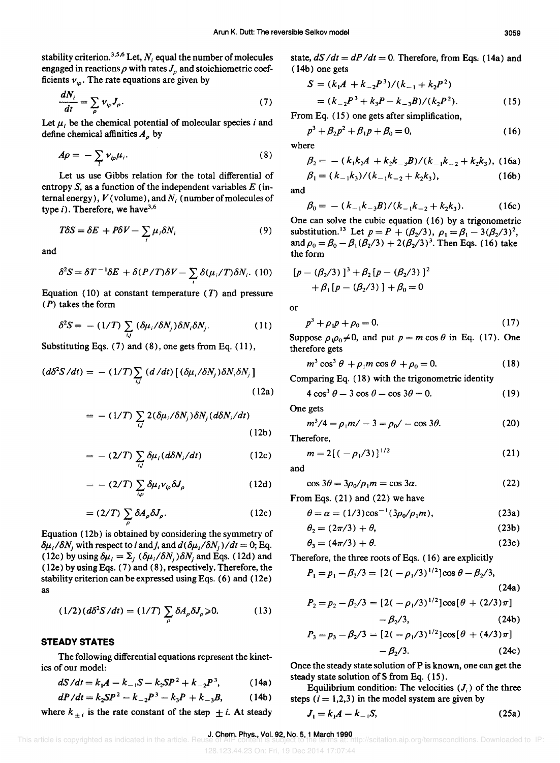stability criterion.[3,5,6] Let, $N_i$ equal the number of molecules engaged in reactions $\rho$ with rates $J_\rho$ and stoichiometric coefficients $\nu_{i\rho}$. The rate equations are given by

$$\frac{dN_i}{dt} = \sum_\rho \nu_{i\rho} J_\rho. \tag{7}$$

Let $\mu_i$ be the chemical potential of molecular species $i$ and define chemical affinities $A_\rho$ by

$$A\rho = -\sum_i \nu_{i\rho}\mu_i. \tag{8}$$

Let us use Gibbs relation for the total differential of entropy $S$, as a function of the independent variables $E$ (internal energy), $V$ (volume), and $N_i$ (number of molecules of type $i$). Therefore, we have[3,6]

$$T\delta S = \delta E + P\delta V - \sum_i \mu_i \delta N_i \tag{9}$$

and

$$\delta^2 S = \delta T^{-1}\delta E + \delta(P/T)\delta V - \sum_i \delta(\mu_i/T)\delta N_i. \tag{10}$$

Equation (10) at constant temperature ($T$) and pressure ($P$) takes the form

$$\delta^2 S = -(1/T)\sum_{i,j}(\delta\mu_i/\delta N_j)\delta N_i \delta N_j. \tag{11}$$

Substituting Eqs. (7) and (8), one gets from Eq. (11),

$$(d\delta^2 S/dt) = -(1/T)\sum_{i,j}(d/dt)\left[(\delta\mu_i/\delta N_j)\delta N_i\delta N_j\right] \tag{12a}$$

$$= -(1/T)\sum_{i,j} 2(\delta\mu_i/\delta N_j)\delta N_j(d\delta N_i/dt) \tag{12b}$$

$$= -(2/T)\sum_{i,j}\delta\mu_i(d\delta N_i/dt) \tag{12c}$$

$$= -(2/T)\sum_{i,\rho}\delta\mu_i\nu_{i\rho}\delta J_\rho \tag{12d}$$

$$= (2/T)\sum_\rho \delta A_\rho \delta J_\rho. \tag{12e}$$

Equation (12b) is obtained by considering the symmetry of $\delta\mu_i/\delta N_j$ with respect to $i$ and $j$, and $d(\delta\mu_i/\delta N_j)/dt = 0$; Eq. (12c) by using $\delta\mu_i = \Sigma_j(\delta\mu_i/\delta N_j)\delta N_j$ and Eqs. (12d) and (12e) by using Eqs. (7) and (8), respectively. Therefore, the stability criterion can be expressed using Eqs. (6) and (12e) as

$$(1/2)(d\delta^2 S/dt) = (1/T)\sum_\rho \delta A_\rho \delta J_\rho \geqslant 0. \tag{13}$$

## STEADY STATES

The following differential equations represent the kinetics of our model:

$$dS/dt = k_1 A - k_{-1}S - k_2 SP^2 + k_{-2}P^3, \tag{14a}$$

$$dP/dt = k_2 SP^2 - k_{-2}P^3 - k_3 P + k_{-3}B, \tag{14b}$$

where $k_{\pm i}$ is the rate constant of the step $\pm i$. At steady state, $dS/dt = dP/dt = 0$. Therefore, from Eqs. (14a) and (14b) one gets

$$S = (k_1 A + k_{-2}P^3)/(k_{-1} + k_2 P^2)$$
$$= (k_{-2}P^3 + k_3 P - k_{-3}B)/(k_2 P^2). \tag{15}$$

From Eq. (15) one gets after simplification,

$$p^3 + \beta_2 p^2 + \beta_1 p + \beta_0 = 0, \tag{16}$$

where

$$\beta_2 = -(k_1 k_2 A + k_2 k_{-3} B)/(k_{-1}k_{-2} + k_2 k_3), \tag{16a}$$

$$\beta_1 = (k_{-1}k_3)/(k_{-1}k_{-2} + k_2 k_3), \tag{16b}$$

and

$$\beta_0 = -(k_{-1}k_{-3}B)/(k_{-1}k_{-2} + k_2 k_3). \tag{16c}$$

One can solve the cubic equation (16) by a trigonometric substitution.[13] Let $p = P + (\beta_2/3)$, $\rho_1 = \beta_1 - 3(\beta_2/3)^2$, and $\rho_0 = \beta_0 - \beta_1(\beta_2/3) + 2(\beta_2/3)^3$. Then Eqs. (16) take the form

$$[p - (\beta_2/3)]^3 + \beta_2[p - (\beta_2/3)]^2 + \beta_1[p - (\beta_2/3)] + \beta_0 = 0$$

or

$$p^3 + \rho_1 p + \rho_0 = 0. \tag{17}$$

Suppose $\rho_1\rho_0 \neq 0$, and put $p = m\cos\theta$ in Eq. (17). One therefore gets

$$m^3\cos^3\theta + \rho_1 m\cos\theta + \rho_0 = 0. \tag{18}$$

Comparing Eq. (18) with the trigonometric identity

$$4\cos^3\theta - 3\cos\theta - \cos 3\theta = 0. \tag{19}$$

One gets

$$m^3/4 = \rho_1 m/-3 = \rho_0/-\cos 3\theta. \tag{20}$$

Therefore,

$$m = 2[(-\rho_1/3)]^{1/2} \tag{21}$$

and

$$\cos 3\theta = 3\rho_0/\rho_1 m = \cos 3\alpha. \tag{22}$$

From Eqs. (21) and (22) we have

$$\theta = \alpha = (1/3)\cos^{-1}(3\rho_0/\rho_1 m), \tag{23a}$$

$$\theta_2 = (2\pi/3) + \theta, \tag{23b}$$

$$\theta_3 = (4\pi/3) + \theta. \tag{23c}$$

Therefore, the three roots of Eqs. (16) are explicitly

$$P_1 = p_1 - \beta_2/3 = [2(-\rho_1/3)^{1/2}]\cos\theta - \beta_2/3, \tag{24a}$$

$$P_2 = p_2 - \beta_2/3 = [2(-\rho_1/3)^{1/2}]\cos[\theta + (2/3)\pi] - \beta_2/3, \tag{24b}$$

$$P_3 = p_3 - \beta_2/3 = [2(-\rho_1/3)^{1/2}]\cos[\theta + (4/3)\pi] - \beta_2/3. \tag{24c}$$

Once the steady state solution of P is known, one can get the steady state solution of S from Eq. (15).

Equilibrium condition: The velocities ($J_i$) of the three steps ($i = 1,2,3$) in the model system are given by

$$J_1 = k_1 A - k_{-1}S, \tag{25a}$$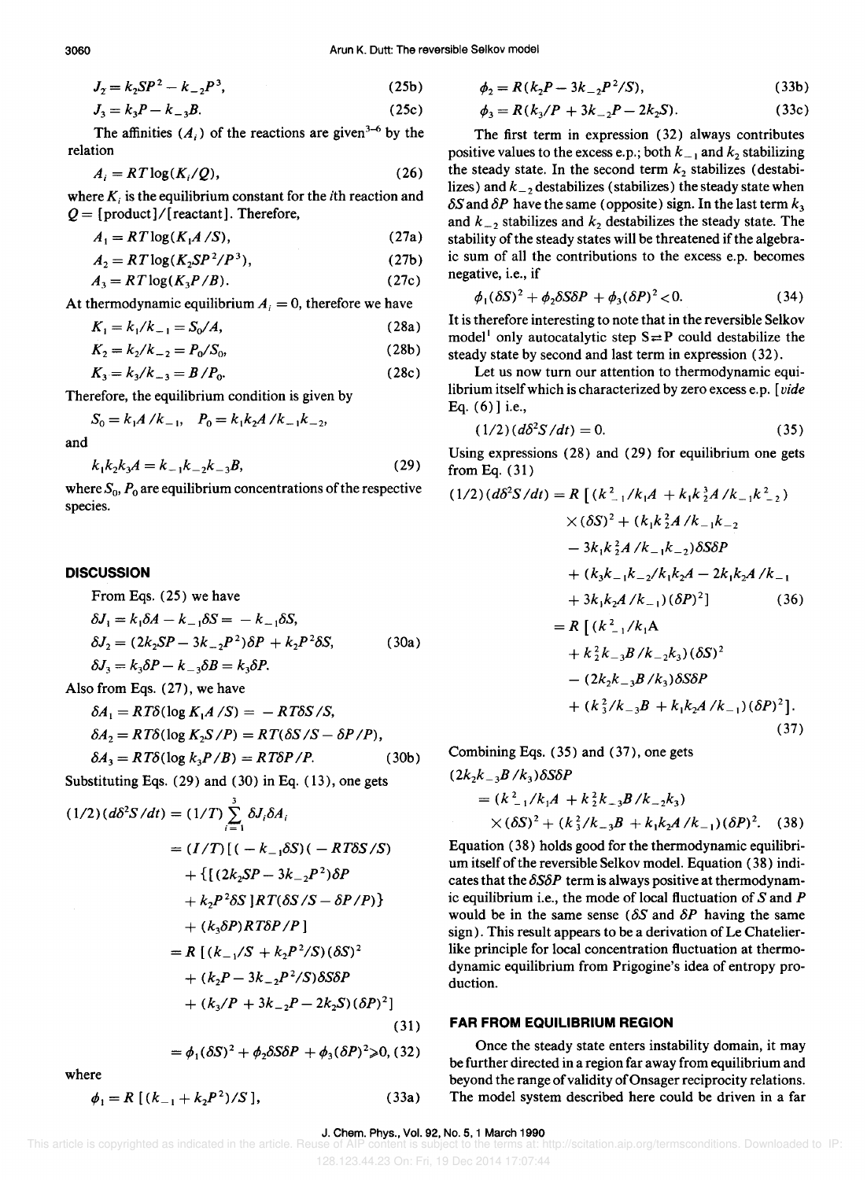$$J_2 = k_2SP^2 - k_{-2}P^3, \tag{25b}$$

$$J_3 = k_3P - k_{-3}B. \tag{25c}$$

The affinities ($A_i$) of the reactions are given[3-6] by the relation

$$A_i = RT\log(K_i/Q), \tag{26}$$

where $K_i$ is the equilibrium constant for the $i$th reaction and $Q = [\text{product}]/[\text{reactant}]$. Therefore,

$$A_1 = RT\log(K_1A/S), \tag{27a}$$

$$A_2 = RT\log(K_2SP^2/P^3), \tag{27b}$$

$$A_3 = RT\log(K_3P/B). \tag{27c}$$

At thermodynamic equilibrium $A_i = 0$, therefore we have

$$K_1 = k_1/k_{-1} = S_0/A, \tag{28a}$$

$$K_2 = k_2/k_{-2} = P_0/S_0, \tag{28b}$$

$$K_3 = k_3/k_{-3} = B/P_0. \tag{28c}$$

Therefore, the equilibrium condition is given by

$$S_0 = k_1A/k_{-1}, \quad P_0 = k_1k_2A/k_{-1}k_{-2},$$

and

$$k_1k_2k_3A = k_{-1}k_{-2}k_{-3}B, \tag{29}$$

where $S_0$, $P_0$ are equilibrium concentrations of the respective species.

## DISCUSSION

From Eqs. (25) we have

$$\delta J_1 = k_1\delta A - k_{-1}\delta S = -k_{-1}\delta S,$$

$$\delta J_2 = (2k_2SP - 3k_{-2}P^2)\delta P + k_2P^2\delta S, \tag{30a}$$

$$\delta J_3 = k_3\delta P - k_{-3}\delta B = k_3\delta P.$$

Also from Eqs. (27), we have

$$\delta A_1 = RT\delta(\log K_1A/S) = -RT\delta S/S,$$

$$\delta A_2 = RT\delta(\log K_2S/P) = RT(\delta S/S - \delta P/P),$$

$$\delta A_3 = RT\delta(\log k_3P/B) = RT\delta P/P. \tag{30b}$$

Substituting Eqs. (29) and (30) in Eq. (13), one gets

$$\begin{aligned}
(1/2)(d\delta^2S/dt) &= (1/T)\sum_{i=1}^{3}\delta J_i\delta A_i \\
&= (I/T)[(-k_{-1}\delta S)(-RT\delta S/S) \\
&\quad + \{[(2k_2SP - 3k_{-2}P^2)\delta P \\
&\quad + k_2P^2\delta S]RT(\delta S/S - \delta P/P)\} \\
&\quad + (k_3\delta P)RT\delta P/P] \\
&= R[(k_{-1}/S + k_2P^2/S)(\delta S)^2 \\
&\quad + (k_2P - 3k_{-2}P^2/S)\delta S\delta P \\
&\quad + (k_3/P + 3k_{-2}P - 2k_2S)(\delta P)^2]
\end{aligned} \tag{31}$$

$$= \phi_1(\delta S)^2 + \phi_2\delta S\delta P + \phi_3(\delta P)^2 \geqslant 0, \tag{32}$$

where

$$\phi_1 = R[(k_{-1} + k_2P^2)/S], \tag{33a}$$

$$\phi_2 = R(k_2P - 3k_{-2}P^2/S), \tag{33b}$$

$$\phi_3 = R(k_3/P + 3k_{-2}P - 2k_2S). \tag{33c}$$

The first term in expression (32) always contributes positive values to the excess e.p.; both $k_{-1}$ and $k_2$ stabilizing the steady state. In the second term $k_2$ stabilizes (destabilizes) and $k_{-2}$ destabilizes (stabilizes) the steady state when $\delta S$ and $\delta P$ have the same (opposite) sign. In the last term $k_3$ and $k_{-2}$ stabilizes and $k_2$ destabilizes the steady state. The stability of the steady states will be threatened if the algebraic sum of all the contributions to the excess e.p. becomes negative, i.e., if

$$\phi_1(\delta S)^2 + \phi_2\delta S\delta P + \phi_3(\delta P)^2 < 0. \tag{34}$$

It is therefore interesting to note that in the reversible Selkov model[1] only autocatalytic step $S \rightleftharpoons P$ could destabilize the steady state by second and last term in expression (32).

Let us now turn our attention to thermodynamic equilibrium itself which is characterized by zero excess e.p. [*vide* Eq. (6)] i.e.,

$$(1/2)(d\delta^2S/dt) = 0. \tag{35}$$

Using expressions (28) and (29) for equilibrium one gets from Eq. (31)

$$\begin{aligned}
(1/2)(d\delta^2S/dt) &= R[(k_{-1}^2/k_1A + k_1k_2^3A/k_{-1}k_{-2}^2) \\
&\quad \times(\delta S)^2 + (k_1k_2^2A/k_{-1}k_{-2} \\
&\quad - 3k_1k_2^2A/k_{-1}k_{-2})\delta S\delta P \\
&\quad + (k_3k_{-1}k_{-2}/k_1k_2A - 2k_1k_2A/k_{-1} \\
&\quad + 3k_1k_2A/k_{-1})(\delta P)^2]
\end{aligned} \tag{36}$$

$$\begin{aligned}
&= R[(k_{-1}^2/k_1A \\
&\quad + k_2^2k_{-3}B/k_{-2}k_3)(\delta S)^2 \\
&\quad - (2k_2k_{-3}B/k_3)\delta S\delta P \\
&\quad + (k_3^2/k_{-3}B + k_1k_2A/k_{-1})(\delta P)^2].
\end{aligned} \tag{37}$$

Combining Eqs. (35) and (37), one gets

$$\begin{aligned}
(2k_2k_{-3}B/k_3)\delta S\delta P &= (k_{-1}^2/k_1A + k_2^2k_{-3}B/k_{-2}k_3) \\
&\quad \times(\delta S)^2 + (k_3^2/k_{-3}B + k_1k_2A/k_{-1})(\delta P)^2.
\end{aligned} \tag{38}$$

Equation (38) holds good for the thermodynamic equilibrium itself of the reversible Selkov model. Equation (38) indicates that the $\delta S\delta P$ term is always positive at thermodynamic equilibrium i.e., the mode of local fluctuation of $S$ and $P$ would be in the same sense ($\delta S$ and $\delta P$ having the same sign). This result appears to be a derivation of Le Chatelier-like principle for local concentration fluctuation at thermodynamic equilibrium from Prigogine's idea of entropy production.

## FAR FROM EQUILIBRIUM REGION

Once the steady state enters instability domain, it may be further directed in a region far away from equilibrium and beyond the range of validity of Onsager reciprocity relations. The model system described here could be driven in a far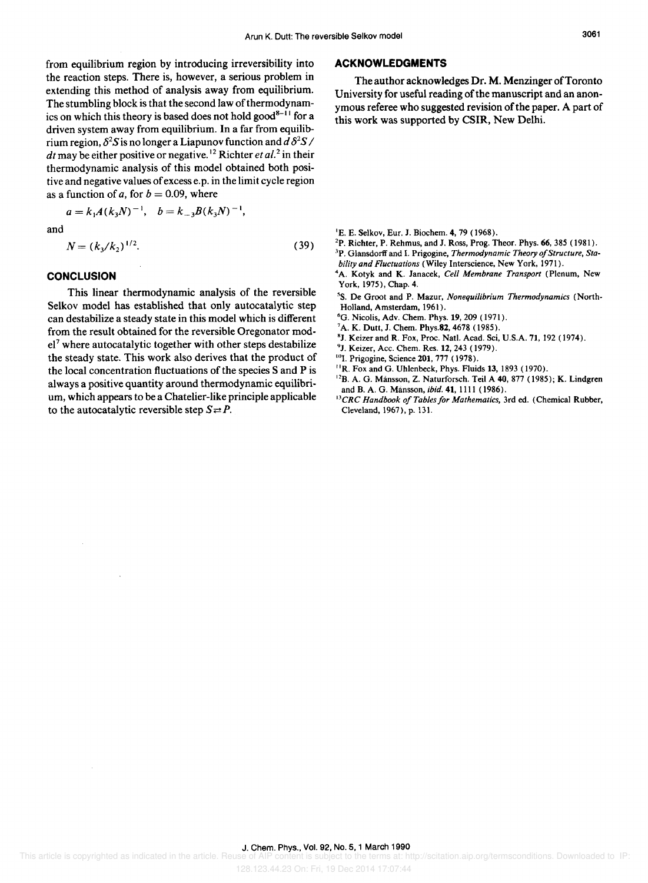from equilibrium region by introducing irreversibility into the reaction steps. There is, however, a serious problem in extending this method of analysis away from equilibrium. The stumbling block is that the second law of thermodynamics on which this theory is based does not hold good[8–11] for a driven system away from equilibrium. In a far from equilibrium region, $\delta^2 S$ is no longer a Liapunov function and $d\delta^2 S/dt$ may be either positive or negative.[12] Richter *et al.*[2] in their thermodynamic analysis of this model obtained both positive and negative values of excess e.p. in the limit cycle region as a function of $a$, for $b = 0.09$, where

$$a = k_1 A (k_3 N)^{-1}, \quad b = k_{-3} B (k_3 N)^{-1},$$

and

$$N = (k_3/k_2)^{1/2}. \tag{39}$$

## CONCLUSION

This linear thermodynamic analysis of the reversible Selkov model has established that only autocatalytic step can destabilize a steady state in this model which is different from the result obtained for the reversible Oregonator model[7] where autocatalytic together with other steps destabilize the steady state. This work also derives that the product of the local concentration fluctuations of the species S and P is always a positive quantity around thermodynamic equilibrium, which appears to be a Chatelier-like principle applicable to the autocatalytic reversible step $S \rightleftarrows P$.

## ACKNOWLEDGMENTS

The author acknowledges Dr. M. Menzinger of Toronto University for useful reading of the manuscript and an anonymous referee who suggested revision of the paper. A part of this work was supported by CSIR, New Delhi.

[1] E. E. Selkov, Eur. J. Biochem. **4**, 79 (1968).

[2] P. Richter, P. Rehmus, and J. Ross, Prog. Theor. Phys. **66**, 385 (1981).

[3] P. Glansdorff and I. Prigogine, *Thermodynamic Theory of Structure, Stability and Fluctuations* (Wiley Interscience, New York, 1971).

[4] A. Kotyk and K. Janacek, *Cell Membrane Transport* (Plenum, New York, 1975), Chap. 4.

[5] S. De Groot and P. Mazur, *Nonequilibrium Thermodynamics* (North-Holland, Amsterdam, 1961).

[6] G. Nicolis, Adv. Chem. Phys. **19**, 209 (1971).

[7] A. K. Dutt, J. Chem. Phys. **82**, 4678 (1985).

[8] J. Keizer and R. Fox, Proc. Natl. Acad. Sci, U.S.A. **71**, 192 (1974).

[9] J. Keizer, Acc. Chem. Res. **12**, 243 (1979).

[10] I. Prigogine, Science **201**, 777 (1978).

[11] R. Fox and G. Uhlenbeck, Phys. Fluids **13**, 1893 (1970).

[12] B. A. G. Månsson, Z. Naturforsch. Teil A **40**, 877 (1985); K. Lindgren and B. A. G. Månsson, *ibid.* **41**, 1111 (1986).

[13] *CRC Handbook of Tables for Mathematics*, 3rd ed. (Chemical Rubber, Cleveland, 1967), p. 131.